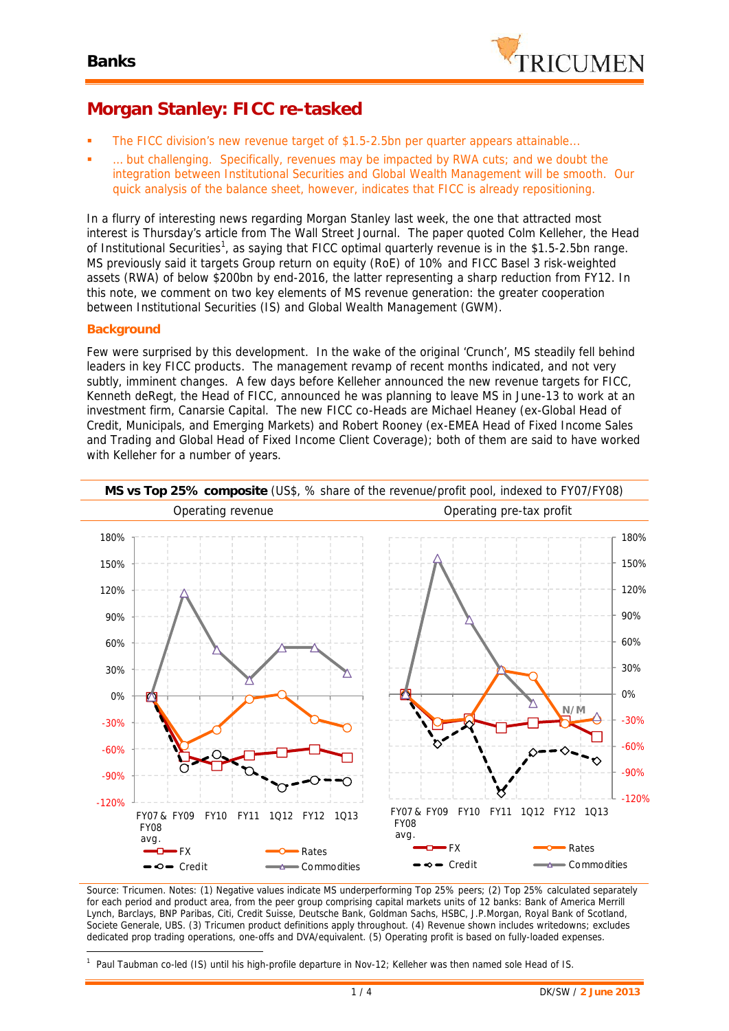# Morgan Stanley: FICC re-tasked

- The FICC division's new revenue target of $1.5-2.5bn per quarter appears attainable…
- … but challenging. Specifically, revenues may be impacted by RWA cuts; and we doubt the integration between Institutional Securities and Global Wealth Management will be smooth. Our quick analysis of the balance sheet, however, indicates that FICC is already repositioning.

In a flurry of interesting news regarding Morgan Stanley last week, the one that attracted most interest is Thursday's article from The Wall Street Journal. The paper quoted Colm Kelleher, the Head of Institutional Securities[1], as saying that FICC optimal quarterly revenue is in the $1.5-2.5bn range. MS previously said it targets Group return on equity (RoE) of 10% and FICC Basel 3 risk-weighted assets (RWA) of below $200bn by end-2016, the latter representing a sharp reduction from FY12. In this note, we comment on two key elements of MS revenue generation: the greater cooperation between Institutional Securities (IS) and Global Wealth Management (GWM).

## Background

Few were surprised by this development. In the wake of the original 'Crunch', MS steadily fell behind leaders in key FICC products. The management revamp of recent months indicated, and not very subtly, imminent changes. A few days before Kelleher announced the new revenue targets for FICC, Kenneth deRegt, the Head of FICC, announced he was planning to leave MS in June-13 to work at an investment firm, Canarsie Capital. The new FICC co-Heads are Michael Heaney (ex-Global Head of Credit, Municipals, and Emerging Markets) and Robert Rooney (ex-EMEA Head of Fixed Income Sales and Trading and Global Head of Fixed Income Client Coverage); both of them are said to have worked with Kelleher for a number of years.

**MS vs Top 25% composite** (US$, % share of the revenue/profit pool, indexed to FY07/FY08)

Operating revenue | Operating pre-tax profit

Source: Tricumen. Notes: (1) Negative values indicate MS underperforming Top 25% peers; (2) Top 25% calculated separately for each period and product area, from the peer group comprising capital markets units of 12 banks: Bank of America Merrill Lynch, Barclays, BNP Paribas, Citi, Credit Suisse, Deutsche Bank, Goldman Sachs, HSBC, J.P.Morgan, Royal Bank of Scotland, Societe Generale, UBS. (3) Tricumen product definitions apply throughout. (4) Revenue shown includes writedowns; excludes dedicated prop trading operations, one-offs and DVA/equivalent. (5) Operating profit is based on fully-loaded expenses.

[1] Paul Taubman co-led (IS) until his high-profile departure in Nov-12; Kelleher was then named sole Head of IS.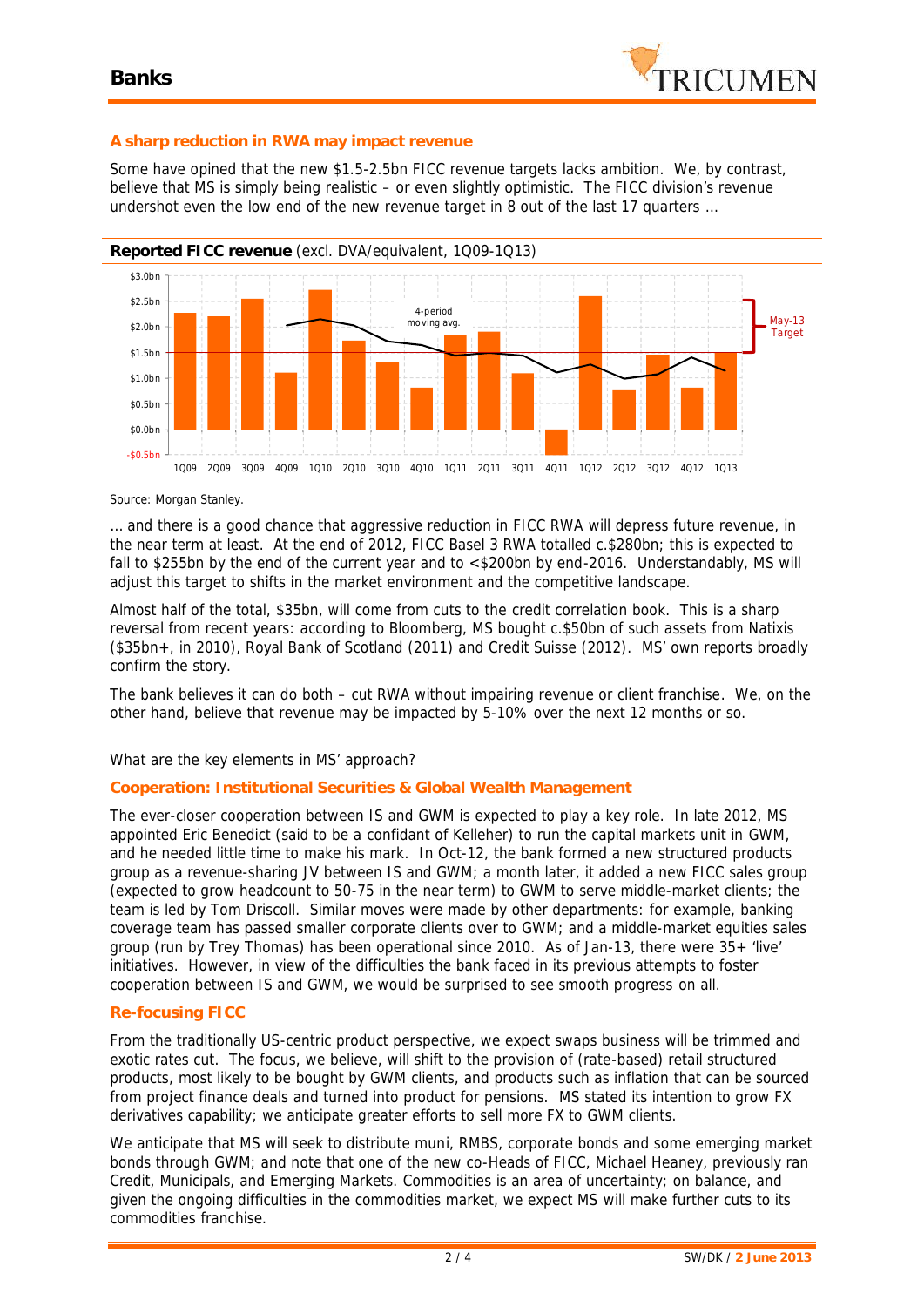## A sharp reduction in RWA may impact revenue

Some have opined that the new $1.5-2.5bn FICC revenue targets lacks ambition. We, by contrast, believe that MS is simply being realistic – or even slightly optimistic. The FICC division's revenue undershot even the low end of the new revenue target in 8 out of the last 17 quarters …

**Reported FICC revenue** (excl. DVA/equivalent, 1Q09-1Q13)

Source: Morgan Stanley.

… and there is a good chance that aggressive reduction in FICC RWA will depress future revenue, in the near term at least. At the end of 2012, FICC Basel 3 RWA totalled c.$280bn; this is expected to fall to $255bn by the end of the current year and to <$200bn by end-2016. Understandably, MS will adjust this target to shifts in the market environment and the competitive landscape.

Almost half of the total, $35bn, will come from cuts to the credit correlation book. This is a sharp reversal from recent years: according to Bloomberg, MS bought c.$50bn of such assets from Natixis ($35bn+, in 2010), Royal Bank of Scotland (2011) and Credit Suisse (2012). MS' own reports broadly confirm the story.

The bank believes it can do both – cut RWA without impairing revenue or client franchise. We, on the other hand, believe that revenue may be impacted by 5-10% over the next 12 months or so.

What are the key elements in MS' approach?

## Cooperation: Institutional Securities & Global Wealth Management

The ever-closer cooperation between IS and GWM is expected to play a key role. In late 2012, MS appointed Eric Benedict (said to be a confidant of Kelleher) to run the capital markets unit in GWM, and he needed little time to make his mark. In Oct-12, the bank formed a new structured products group as a revenue-sharing JV between IS and GWM; a month later, it added a new FICC sales group (expected to grow headcount to 50-75 in the near term) to GWM to serve middle-market clients; the team is led by Tom Driscoll. Similar moves were made by other departments: for example, banking coverage team has passed smaller corporate clients over to GWM; and a middle-market equities sales group (run by Trey Thomas) has been operational since 2010. As of Jan-13, there were 35+ 'live' initiatives. However, in view of the difficulties the bank faced in its previous attempts to foster cooperation between IS and GWM, we would be surprised to see smooth progress on all.

## Re-focusing FICC

From the traditionally US-centric product perspective, we expect swaps business will be trimmed and exotic rates cut. The focus, we believe, will shift to the provision of (rate-based) retail structured products, most likely to be bought by GWM clients, and products such as inflation that can be sourced from project finance deals and turned into product for pensions. MS stated its intention to grow FX derivatives capability; we anticipate greater efforts to sell more FX to GWM clients.

We anticipate that MS will seek to distribute muni, RMBS, corporate bonds and some emerging market bonds through GWM; and note that one of the new co-Heads of FICC, Michael Heaney, previously ran Credit, Municipals, and Emerging Markets. Commodities is an area of uncertainty; on balance, and given the ongoing difficulties in the commodities market, we expect MS will make further cuts to its commodities franchise.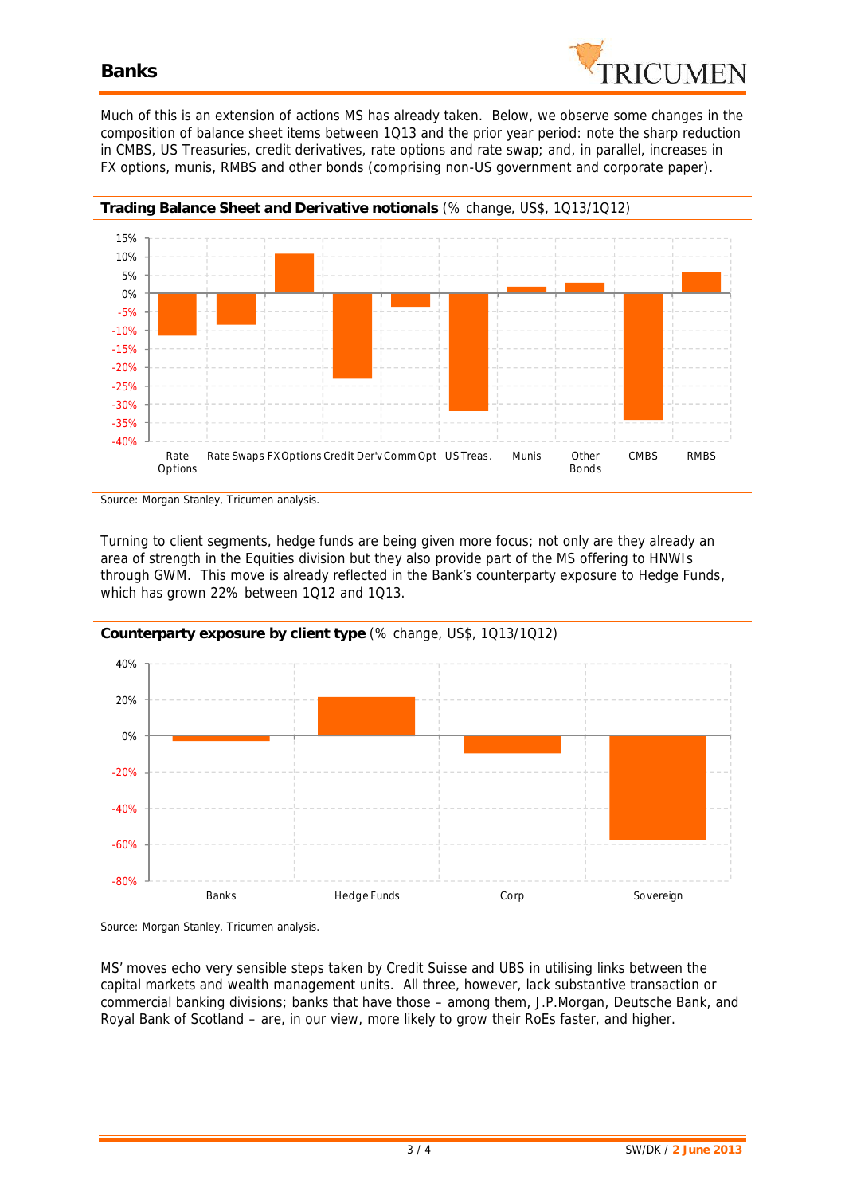Much of this is an extension of actions MS has already taken. Below, we observe some changes in the composition of balance sheet items between 1Q13 and the prior year period: note the sharp reduction in CMBS, US Treasuries, credit derivatives, rate options and rate swap; and, in parallel, increases in FX options, munis, RMBS and other bonds (comprising non-US government and corporate paper).

**Trading Balance Sheet and Derivative notionals** (% change, US$, 1Q13/1Q12)

Source: Morgan Stanley, Tricumen analysis.

Turning to client segments, hedge funds are being given more focus; not only are they already an area of strength in the Equities division but they also provide part of the MS offering to HNWIs through GWM. This move is already reflected in the Bank's counterparty exposure to Hedge Funds, which has grown 22% between 1Q12 and 1Q13.

**Counterparty exposure by client type** (% change, US$, 1Q13/1Q12)

Source: Morgan Stanley, Tricumen analysis.

MS' moves echo very sensible steps taken by Credit Suisse and UBS in utilising links between the capital markets and wealth management units. All three, however, lack substantive transaction or commercial banking divisions; banks that have those – among them, J.P.Morgan, Deutsche Bank, and Royal Bank of Scotland – are, in our view, more likely to grow their RoEs faster, and higher.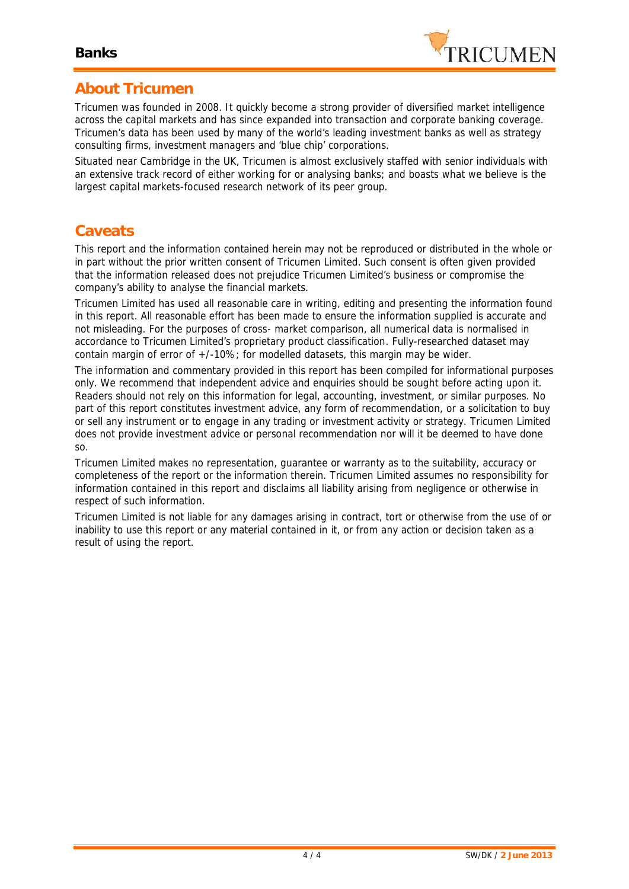## About Tricumen

Tricumen was founded in 2008. It quickly become a strong provider of diversified market intelligence across the capital markets and has since expanded into transaction and corporate banking coverage. Tricumen's data has been used by many of the world's leading investment banks as well as strategy consulting firms, investment managers and 'blue chip' corporations.

Situated near Cambridge in the UK, Tricumen is almost exclusively staffed with senior individuals with an extensive track record of either working for or analysing banks; and boasts what we believe is the largest capital markets-focused research network of its peer group.

## Caveats

This report and the information contained herein may not be reproduced or distributed in the whole or in part without the prior written consent of Tricumen Limited. Such consent is often given provided that the information released does not prejudice Tricumen Limited's business or compromise the company's ability to analyse the financial markets.

Tricumen Limited has used all reasonable care in writing, editing and presenting the information found in this report. All reasonable effort has been made to ensure the information supplied is accurate and not misleading. For the purposes of cross- market comparison, all numerical data is normalised in accordance to Tricumen Limited's proprietary product classification. Fully-researched dataset may contain margin of error of +/-10%; for modelled datasets, this margin may be wider.

The information and commentary provided in this report has been compiled for informational purposes only. We recommend that independent advice and enquiries should be sought before acting upon it. Readers should not rely on this information for legal, accounting, investment, or similar purposes. No part of this report constitutes investment advice, any form of recommendation, or a solicitation to buy or sell any instrument or to engage in any trading or investment activity or strategy. Tricumen Limited does not provide investment advice or personal recommendation nor will it be deemed to have done so.

Tricumen Limited makes no representation, guarantee or warranty as to the suitability, accuracy or completeness of the report or the information therein. Tricumen Limited assumes no responsibility for information contained in this report and disclaims all liability arising from negligence or otherwise in respect of such information.

Tricumen Limited is not liable for any damages arising in contract, tort or otherwise from the use of or inability to use this report or any material contained in it, or from any action or decision taken as a result of using the report.